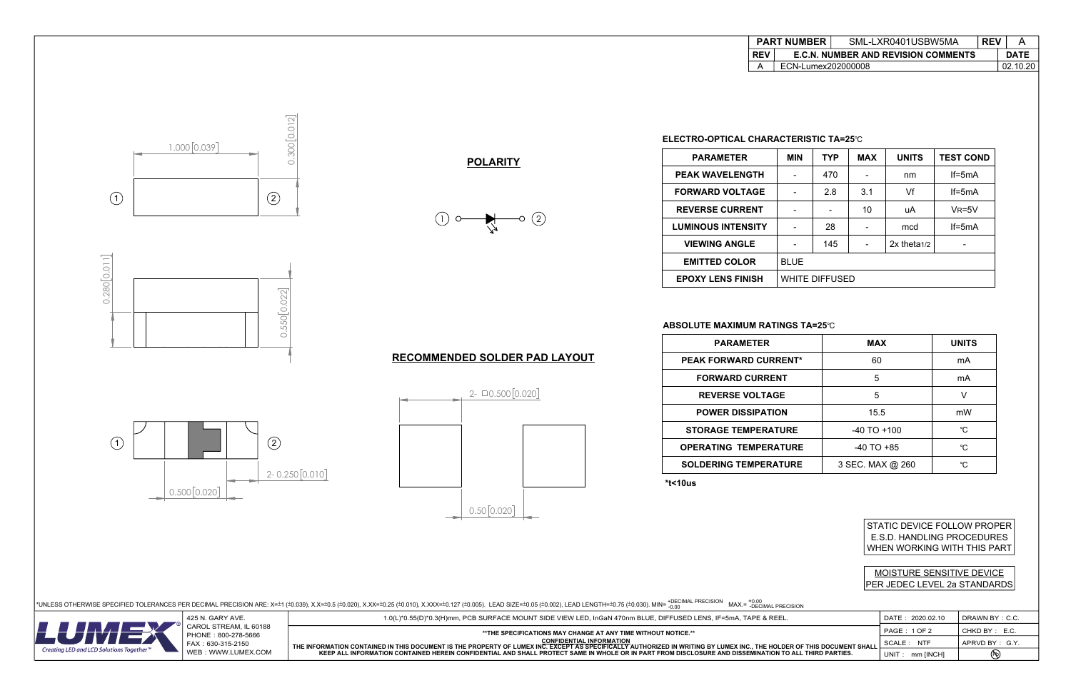| PART NUMBER | SML-LXR0401USBW5MA | REV | A |
| --- | --- | --- | --- |
| REV | E.C.N. NUMBER AND REVISION COMMENTS | | DATE |
| A | ECN-Lumex202000008 | | 02.10.20 |

1.000 [0.039]

0.300 [0.012]

0.280 [0.011]

0.550 [0.022]

0.500 [0.020]

2- 0.250 [0.010]

## POLARITY

① → ②

## RECOMMENDED SOLDER PAD LAYOUT

2- □0.500 [0.020]

0.50 [0.020]

### ELECTRO-OPTICAL CHARACTERISTIC TA=25℃

| PARAMETER | MIN | TYP | MAX | UNITS | TEST COND |
| --- | --- | --- | --- | --- | --- |
| PEAK WAVELENGTH | - | 470 | - | nm | If=5mA |
| FORWARD VOLTAGE | - | 2.8 | 3.1 | Vf | If=5mA |
| REVERSE CURRENT | - | - | 10 | uA | VR=5V |
| LUMINOUS INTENSITY | - | 28 | - | mcd | If=5mA |
| VIEWING ANGLE | - | 145 | - | 2x theta1/2 | - |
| EMITTED COLOR | BLUE | | | | |
| EPOXY LENS FINISH | WHITE DIFFUSED | | | | |

### ABSOLUTE MAXIMUM RATINGS TA=25℃

| PARAMETER | MAX | UNITS |
| --- | --- | --- |
| PEAK FORWARD CURRENT* | 60 | mA |
| FORWARD CURRENT | 5 | mA |
| REVERSE VOLTAGE | 5 | V |
| POWER DISSIPATION | 15.5 | mW |
| STORAGE TEMPERATURE | -40 TO +100 | ℃ |
| OPERATING TEMPERATURE | -40 TO +85 | ℃ |
| SOLDERING TEMPERATURE | 3 SEC. MAX @ 260 | ℃ |

**\*t<10us**

STATIC DEVICE FOLLOW PROPER E.S.D. HANDLING PROCEDURES WHEN WORKING WITH THIS PART

MOISTURE SENSITIVE DEVICE PER JEDEC LEVEL 2a STANDARDS

*UNLESS OTHERWISE SPECIFIED TOLERANCES PER DECIMAL PRECISION ARE: X=±1 (±0.039), X.X=±0.5 (±0.020), X.XX=±0.25 (±0.010), X.XXX=±0.127 (±0.005). LEAD SIZE=±0.05 (±0.002), LEAD LENGTH=±0.75 (±0.030). MIN= +DECIMAL PRECISION -0.00 MAX.= +0.00 -DECIMAL PRECISION

LUMEX — Creating LED and LCD Solutions Together™

425 N. GARY AVE.
CAROL STREAM, IL 60188
PHONE : 800-278-5666
FAX : 630-315-2150
WEB : WWW.LUMEX.COM

1.0(L)*0.55(D)*0.3(H)mm, PCB SURFACE MOUNT SIDE VIEW LED, InGaN 470nm BLUE, DIFFUSED LENS, IF=5mA, TAPE & REEL.

**THE SPECIFICATIONS MAY CHANGE AT ANY TIME WITHOUT NOTICE.**

CONFIDENTIAL INFORMATION

THE INFORMATION CONTAINED IN THIS DOCUMENT IS THE PROPERTY OF LUMEX INC. EXCEPT AS SPECIFICALLY AUTHORIZED IN WRITING BY LUMEX INC., THE HOLDER OF THIS DOCUMENT SHALL KEEP ALL INFORMATION CONTAINED HEREIN CONFIDENTIAL AND SHALL PROTECT SAME IN WHOLE OR IN PART FROM DISCLOSURE AND DISSEMINATION TO ALL THIRD PARTIES.

| DATE : 2020.02.10 | DRAWN BY : C.C. |
| --- | --- |
| PAGE : 1 OF 2 | CHKD BY : E.C. |
| SCALE : NTF | APRVD BY : G.Y. |
| UNIT : mm [INCH] | |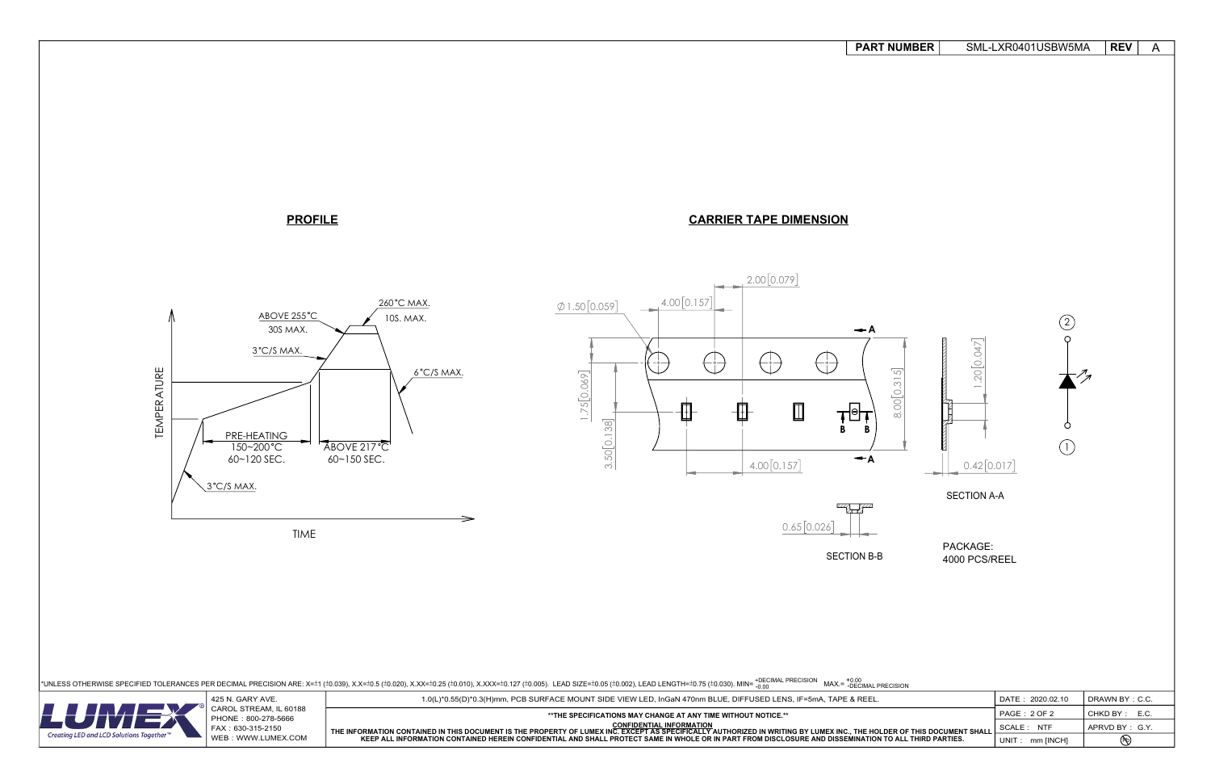| PART NUMBER | SML-LXR0401USBW5MA | REV | A |
|---|---|---|---|

## PROFILE

TEMPERATURE

TIME

260°C MAX.

10S. MAX.

ABOVE 255°C

30S MAX.

3°C/S MAX.

6°C/S MAX.

PRE-HEATING

150~200°C

60~120 SEC.

ABOVE 217°C

60~150 SEC.

3°C/S MAX.

## CARRIER TAPE DIMENSION

2.00[0.079]

4.00[0.157]

Ø1.50[0.059]

1.75[0.069]

3.50[0.138]

8.00[0.315]

4.00[0.157]

A

A

B B

1.20[0.047]

0.42[0.017]

SECTION A-A

0.65[0.026]

SECTION B-B

PACKAGE:
4000 PCS/REEL

2

1

*UNLESS OTHERWISE SPECIFIED TOLERANCES PER DECIMAL PRECISION ARE: X=±1 (±0.039), X.X=±0.5 (±0.020), X.XX=±0.25 (±0.010), X.XXX=±0.127 (±0.005). LEAD SIZE=±0.05 (±0.002), LEAD LENGTH=±0.75 (±0.030). MIN= +DECIMAL PRECISION -0.00 MAX.= +0.00 -DECIMAL PRECISION

| LUMEX Creating LED and LCD Solutions Together™ | 425 N. GARY AVE. CAROL STREAM, IL 60188 PHONE : 800-278-5666 FAX : 630-315-2150 WEB : WWW.LUMEX.COM | 1.0(L)*0.55(D)*0.3(H)mm, PCB SURFACE MOUNT SIDE VIEW LED, InGaN 470nm BLUE, DIFFUSED LENS, IF=5mA, TAPE & REEL. | DATE : 2020.02.10 | DRAWN BY : C.C. |
|---|---|---|---|---|
| | | **THE SPECIFICATIONS MAY CHANGE AT ANY TIME WITHOUT NOTICE.** | PAGE : 2 OF 2 | CHKD BY : E.C. |
| | | CONFIDENTIAL INFORMATION THE INFORMATION CONTAINED IN THIS DOCUMENT IS THE PROPERTY OF LUMEX INC. EXCEPT AS SPECIFICALLY AUTHORIZED IN WRITING BY LUMEX INC., THE HOLDER OF THIS DOCUMENT SHALL KEEP ALL INFORMATION CONTAINED HEREIN CONFIDENTIAL AND SHALL PROTECT SAME IN WHOLE OR IN PART FROM DISCLOSURE AND DISSEMINATION TO ALL THIRD PARTIES. | SCALE : NTF | APRVD BY : G.Y. |
| | | | UNIT : mm [INCH] | |